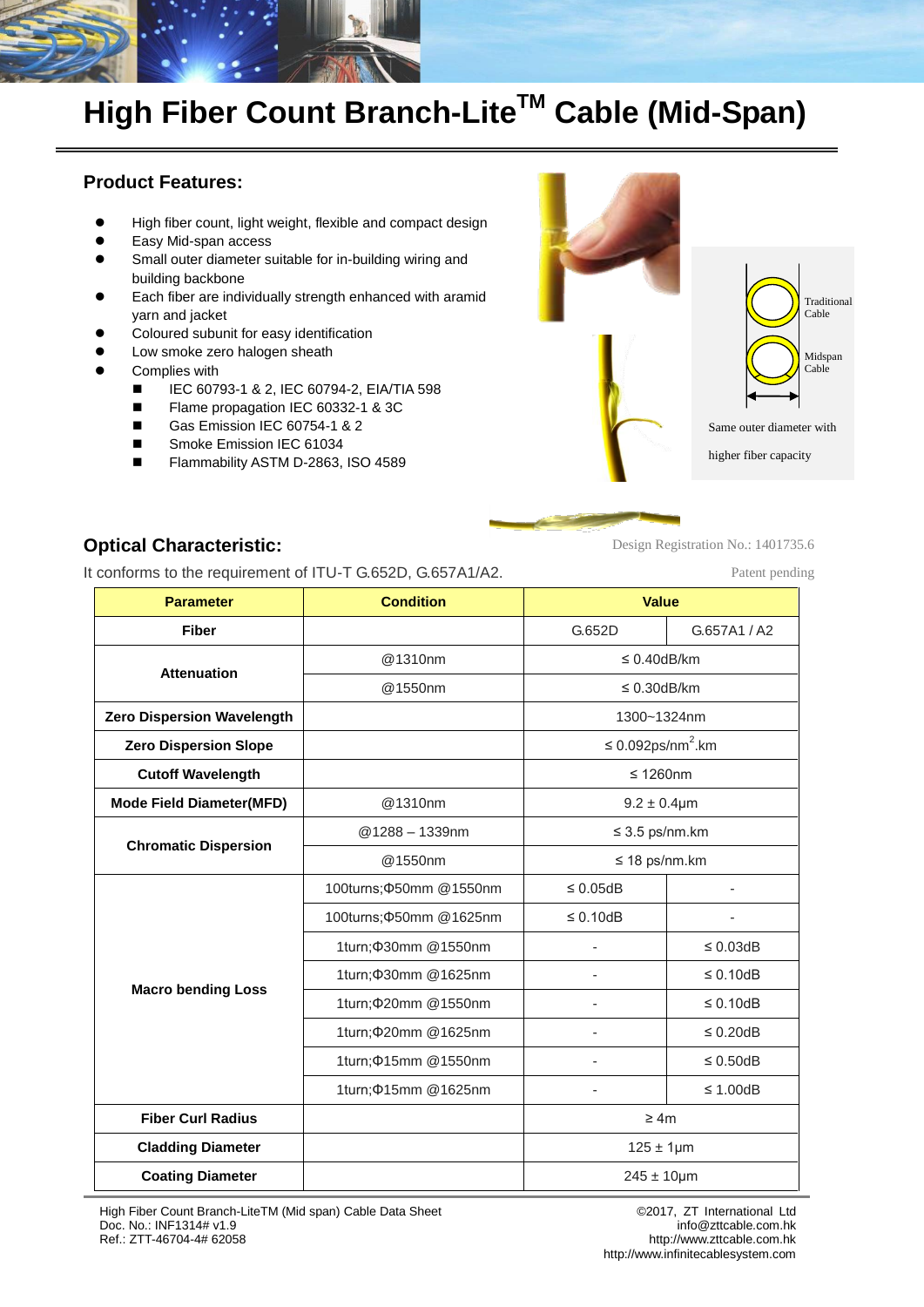# High Fiber Count Branch-Lite$^{TM}$ Cable (Mid-Span)

## Product Features:

- High fiber count, light weight, flexible and compact design
- Easy Mid-span access
- Small outer diameter suitable for in-building wiring and building backbone
- Each fiber are individually strength enhanced with aramid yarn and jacket
- Coloured subunit for easy identification
- Low smoke zero halogen sheath
- Complies with
  - IEC 60793-1 & 2, IEC 60794-2, EIA/TIA 598
  - Flame propagation IEC 60332-1 & 3C
  - Gas Emission IEC 60754-1 & 2
  - Smoke Emission IEC 61034
  - Flammability ASTM D-2863, ISO 4589

Traditional Cable

Midspan Cable

Same outer diameter with higher fiber capacity

Design Registration No.: 1401735.6

Patent pending

## Optical Characteristic:

It conforms to the requirement of ITU-T G.652D, G.657A1/A2.

| Parameter | Condition | Value | |
|---|---|---|---|
| **Fiber** | | G.652D | G.657A1 / A2 |
| **Attenuation** | @1310nm | ≤ 0.40dB/km | |
| | @1550nm | ≤ 0.30dB/km | |
| **Zero Dispersion Wavelength** | | 1300~1324nm | |
| **Zero Dispersion Slope** | | ≤ 0.092ps/nm$^2$.km | |
| **Cutoff Wavelength** | | ≤ 1260nm | |
| **Mode Field Diameter(MFD)** | @1310nm | 9.2 ± 0.4μm | |
| **Chromatic Dispersion** | @1288 – 1339nm | ≤ 3.5 ps/nm.km | |
| | @1550nm | ≤ 18 ps/nm.km | |
| **Macro bending Loss** | 100turns;Φ50mm @1550nm | ≤ 0.05dB | - |
| | 100turns;Φ50mm @1625nm | ≤ 0.10dB | - |
| | 1turn;Φ30mm @1550nm | - | ≤ 0.03dB |
| | 1turn;Φ30mm @1625nm | - | ≤ 0.10dB |
| | 1turn;Φ20mm @1550nm | - | ≤ 0.10dB |
| | 1turn;Φ20mm @1625nm | - | ≤ 0.20dB |
| | 1turn;Φ15mm @1550nm | - | ≤ 0.50dB |
| | 1turn;Φ15mm @1625nm | - | ≤ 1.00dB |
| **Fiber Curl Radius** | | ≥ 4m | |
| **Cladding Diameter** | | 125 ± 1μm | |
| **Coating Diameter** | | 245 ± 10μm | |

High Fiber Count Branch-LiteTM (Mid span) Cable Data Sheet
Doc. No.: INF1314# v1.9
Ref.: ZTT-46704-4# 62058

©2017, ZT International Ltd
info@zttcable.com.hk
http://www.zttcable.com.hk
http://www.infinitecablesystem.com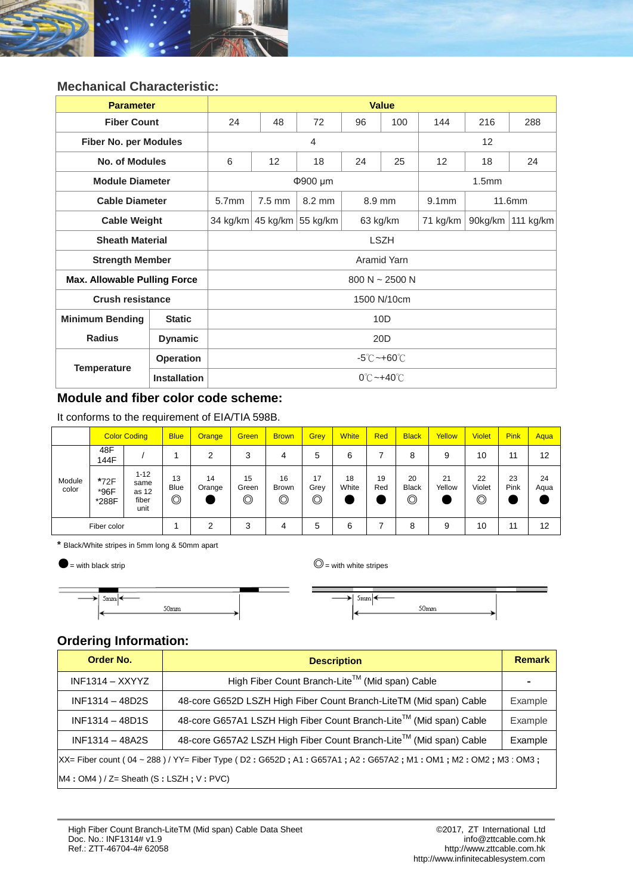## Mechanical Characteristic:

| Parameter | | Value | | | | | | | |
|---|---|---|---|---|---|---|---|---|---|
| Fiber Count | | 24 | 48 | 72 | 96 | 100 | 144 | 216 | 288 |
| Fiber No. per Modules | | 4 | | | | | 12 | | |
| No. of Modules | | 6 | 12 | 18 | 24 | 25 | 12 | 18 | 24 |
| Module Diameter | | Φ900 µm | | | | | 1.5mm | | |
| Cable Diameter | | 5.7mm | 7.5 mm | 8.2 mm | 8.9 mm | | 9.1mm | 11.6mm | |
| Cable Weight | | 34 kg/km | 45 kg/km | 55 kg/km | 63 kg/km | | 71 kg/km | 90kg/km | 111 kg/km |
| Sheath Material | | LSZH | | | | | | | |
| Strength Member | | Aramid Yarn | | | | | | | |
| Max. Allowable Pulling Force | | 800 N ~ 2500 N | | | | | | | |
| Crush resistance | | 1500 N/10cm | | | | | | | |
| Minimum Bending Radius | Static | 10D | | | | | | | |
| | Dynamic | 20D | | | | | | | |
| Temperature | Operation | -5℃~+60℃ | | | | | | | |
| | Installation | 0℃~+40℃ | | | | | | | |

## Module and fiber color code scheme:

It conforms to the requirement of EIA/TIA 598B.

| | Color Coding | | Blue | Orange | Green | Brown | Grey | White | Red | Black | Yellow | Violet | Pink | Aqua |
|---|---|---|---|---|---|---|---|---|---|---|---|---|---|---|
| Module color | 48F 144F | / | 1 | 2 | 3 | 4 | 5 | 6 | 7 | 8 | 9 | 10 | 11 | 12 |
| | *72F *96F *288F | 1-12 same as 12 fiber unit | 13 Blue ◎ | 14 Orange ● | 15 Green ◎ | 16 Brown ◎ | 17 Grey ◎ | 18 White ● | 19 Red ● | 20 Black ◎ | 21 Yellow ● | 22 Violet ◎ | 23 Pink ● | 24 Aqua ● |
| Fiber color | | | 1 | 2 | 3 | 4 | 5 | 6 | 7 | 8 | 9 | 10 | 11 | 12 |

\* Black/White stripes in 5mm long & 50mm apart

● = with black strip

◎ = with white stripes

5mm
50mm

5mm
50mm

## Ordering Information:

| Order No. | Description | Remark |
|---|---|---|
| INF1314 – XXYYZ | High Fiber Count Branch-Lite™ (Mid span) Cable | - |
| INF1314 – 48D2S | 48-core G652D LSZH High Fiber Count Branch-LiteTM (Mid span) Cable | Example |
| INF1314 – 48D1S | 48-core G657A1 LSZH High Fiber Count Branch-Lite™ (Mid span) Cable | Example |
| INF1314 – 48A2S | 48-core G657A2 LSZH High Fiber Count Branch-Lite™ (Mid span) Cable | Example |
| XX= Fiber count ( 04 ~ 288 ) / YY= Fiber Type ( D2 : G652D ; A1 : G657A1 ; A2 : G657A2 ; M1 : OM1 ; M2 : OM2 ; M3 : OM3 ; M4 : OM4 ) / Z= Sheath (S : LSZH ; V : PVC) | | |

High Fiber Count Branch-LiteTM (Mid span) Cable Data Sheet
Doc. No.: INF1314# v1.9
Ref.: ZTT-46704-4# 62058

©2017, ZT International Ltd
info@zttcable.com.hk
http://www.zttcable.com.hk
http://www.infinitecablesystem.com